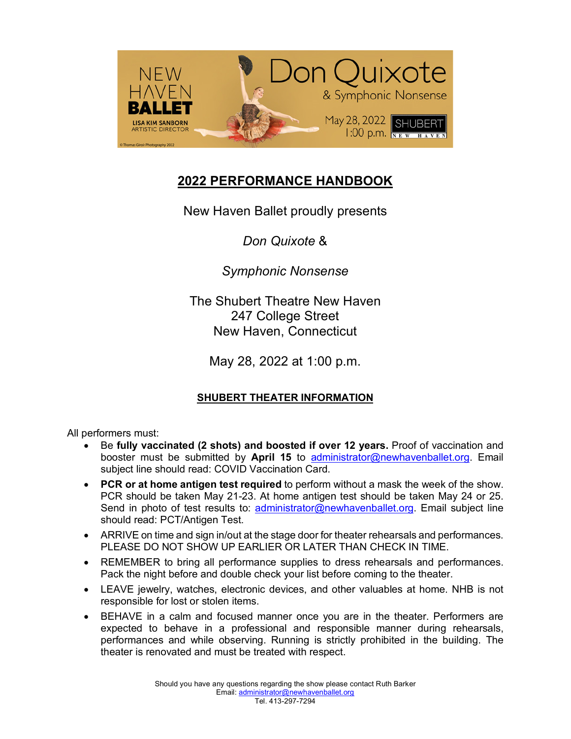# 2022 PERFORMANCE HANDBOOK

New Haven Ballet proudly presents

*Don Quixote* &

*Symphonic Nonsense*

The Shubert Theatre New Haven
247 College Street
New Haven, Connecticut

May 28, 2022 at 1:00 p.m.

## SHUBERT THEATER INFORMATION

All performers must:

- Be **fully vaccinated (2 shots) and boosted if over 12 years.** Proof of vaccination and booster must be submitted by **April 15** to administrator@newhavenballet.org. Email subject line should read: COVID Vaccination Card.
- **PCR or at home antigen test required** to perform without a mask the week of the show. PCR should be taken May 21-23. At home antigen test should be taken May 24 or 25. Send in photo of test results to: administrator@newhavenballet.org. Email subject line should read: PCT/Antigen Test.
- ARRIVE on time and sign in/out at the stage door for theater rehearsals and performances. PLEASE DO NOT SHOW UP EARLIER OR LATER THAN CHECK IN TIME.
- REMEMBER to bring all performance supplies to dress rehearsals and performances. Pack the night before and double check your list before coming to the theater.
- LEAVE jewelry, watches, electronic devices, and other valuables at home. NHB is not responsible for lost or stolen items.
- BEHAVE in a calm and focused manner once you are in the theater. Performers are expected to behave in a professional and responsible manner during rehearsals, performances and while observing. Running is strictly prohibited in the building. The theater is renovated and must be treated with respect.

Should you have any questions regarding the show please contact Ruth Barker
Email: administrator@newhavenballet.org
Tel. 413-297-7294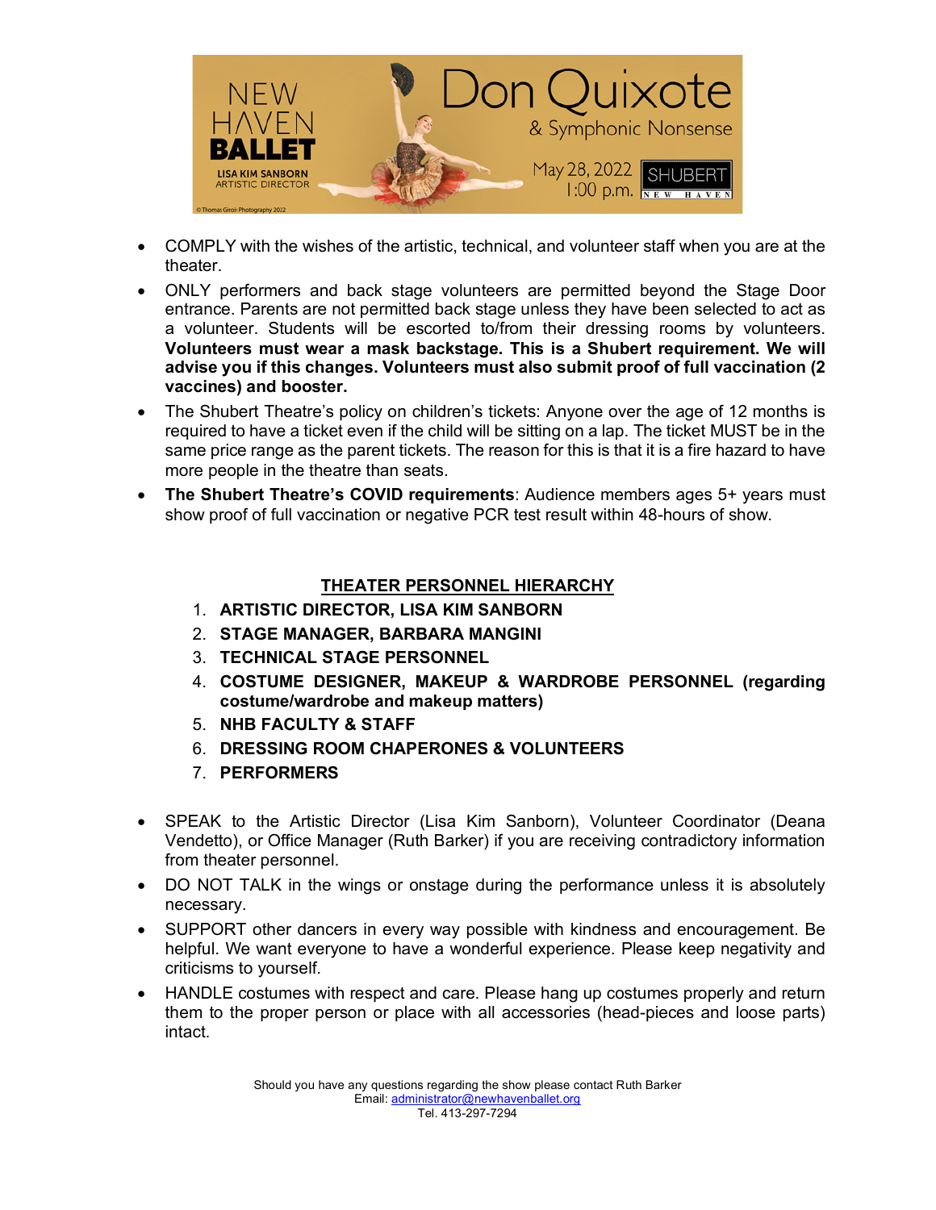- COMPLY with the wishes of the artistic, technical, and volunteer staff when you are at the theater.
- ONLY performers and back stage volunteers are permitted beyond the Stage Door entrance. Parents are not permitted back stage unless they have been selected to act as a volunteer. Students will be escorted to/from their dressing rooms by volunteers. **Volunteers must wear a mask backstage. This is a Shubert requirement. We will advise you if this changes. Volunteers must also submit proof of full vaccination (2 vaccines) and booster.**
- The Shubert Theatre's policy on children's tickets: Anyone over the age of 12 months is required to have a ticket even if the child will be sitting on a lap. The ticket MUST be in the same price range as the parent tickets. The reason for this is that it is a fire hazard to have more people in the theatre than seats.
- **The Shubert Theatre's COVID requirements**: Audience members ages 5+ years must show proof of full vaccination or negative PCR test result within 48-hours of show.

## THEATER PERSONNEL HIERARCHY

1. **ARTISTIC DIRECTOR, LISA KIM SANBORN**
2. **STAGE MANAGER, BARBARA MANGINI**
3. **TECHNICAL STAGE PERSONNEL**
4. **COSTUME DESIGNER, MAKEUP & WARDROBE PERSONNEL (regarding costume/wardrobe and makeup matters)**
5. **NHB FACULTY & STAFF**
6. **DRESSING ROOM CHAPERONES & VOLUNTEERS**
7. **PERFORMERS**

- SPEAK to the Artistic Director (Lisa Kim Sanborn), Volunteer Coordinator (Deana Vendetto), or Office Manager (Ruth Barker) if you are receiving contradictory information from theater personnel.
- DO NOT TALK in the wings or onstage during the performance unless it is absolutely necessary.
- SUPPORT other dancers in every way possible with kindness and encouragement. Be helpful. We want everyone to have a wonderful experience. Please keep negativity and criticisms to yourself.
- HANDLE costumes with respect and care. Please hang up costumes properly and return them to the proper person or place with all accessories (head-pieces and loose parts) intact.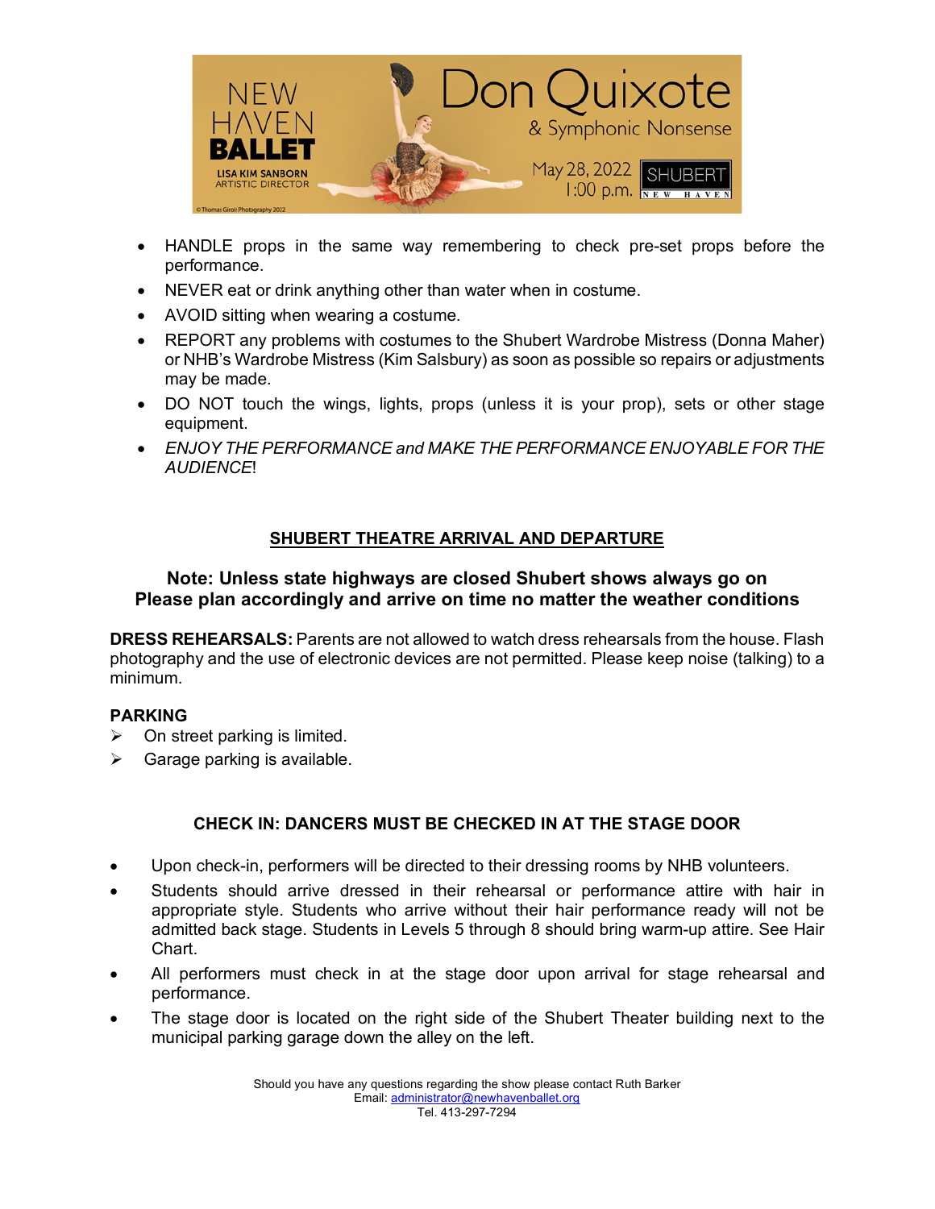- HANDLE props in the same way remembering to check pre-set props before the performance.
- NEVER eat or drink anything other than water when in costume.
- AVOID sitting when wearing a costume.
- REPORT any problems with costumes to the Shubert Wardrobe Mistress (Donna Maher) or NHB's Wardrobe Mistress (Kim Salsbury) as soon as possible so repairs or adjustments may be made.
- DO NOT touch the wings, lights, props (unless it is your prop), sets or other stage equipment.
- *ENJOY THE PERFORMANCE and MAKE THE PERFORMANCE ENJOYABLE FOR THE AUDIENCE*!

## SHUBERT THEATRE ARRIVAL AND DEPARTURE

**Note: Unless state highways are closed Shubert shows always go on**
**Please plan accordingly and arrive on time no matter the weather conditions**

**DRESS REHEARSALS:** Parents are not allowed to watch dress rehearsals from the house. Flash photography and the use of electronic devices are not permitted. Please keep noise (talking) to a minimum.

**PARKING**

- On street parking is limited.
- Garage parking is available.

### CHECK IN: DANCERS MUST BE CHECKED IN AT THE STAGE DOOR

- Upon check-in, performers will be directed to their dressing rooms by NHB volunteers.
- Students should arrive dressed in their rehearsal or performance attire with hair in appropriate style. Students who arrive without their hair performance ready will not be admitted back stage. Students in Levels 5 through 8 should bring warm-up attire. See Hair Chart.
- All performers must check in at the stage door upon arrival for stage rehearsal and performance.
- The stage door is located on the right side of the Shubert Theater building next to the municipal parking garage down the alley on the left.

Should you have any questions regarding the show please contact Ruth Barker
Email: administrator@newhavenballet.org
Tel. 413-297-7294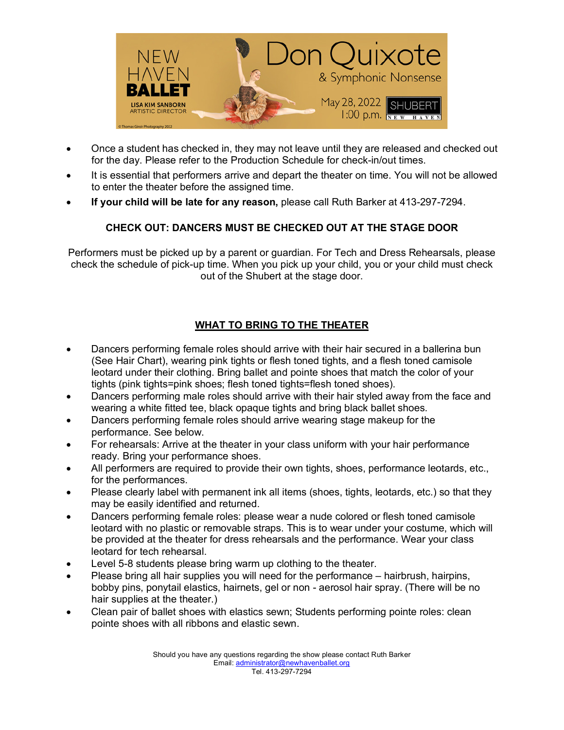- Once a student has checked in, they may not leave until they are released and checked out for the day. Please refer to the Production Schedule for check-in/out times.
- It is essential that performers arrive and depart the theater on time. You will not be allowed to enter the theater before the assigned time.
- **If your child will be late for any reason,** please call Ruth Barker at 413-297-7294.

**CHECK OUT: DANCERS MUST BE CHECKED OUT AT THE STAGE DOOR**

Performers must be picked up by a parent or guardian. For Tech and Dress Rehearsals, please check the schedule of pick-up time. When you pick up your child, you or your child must check out of the Shubert at the stage door.

## WHAT TO BRING TO THE THEATER

- Dancers performing female roles should arrive with their hair secured in a ballerina bun (See Hair Chart), wearing pink tights or flesh toned tights, and a flesh toned camisole leotard under their clothing. Bring ballet and pointe shoes that match the color of your tights (pink tights=pink shoes; flesh toned tights=flesh toned shoes).
- Dancers performing male roles should arrive with their hair styled away from the face and wearing a white fitted tee, black opaque tights and bring black ballet shoes.
- Dancers performing female roles should arrive wearing stage makeup for the performance. See below.
- For rehearsals: Arrive at the theater in your class uniform with your hair performance ready. Bring your performance shoes.
- All performers are required to provide their own tights, shoes, performance leotards, etc., for the performances.
- Please clearly label with permanent ink all items (shoes, tights, leotards, etc.) so that they may be easily identified and returned.
- Dancers performing female roles: please wear a nude colored or flesh toned camisole leotard with no plastic or removable straps. This is to wear under your costume, which will be provided at the theater for dress rehearsals and the performance. Wear your class leotard for tech rehearsal.
- Level 5-8 students please bring warm up clothing to the theater.
- Please bring all hair supplies you will need for the performance – hairbrush, hairpins, bobby pins, ponytail elastics, hairnets, gel or non - aerosol hair spray. (There will be no hair supplies at the theater.)
- Clean pair of ballet shoes with elastics sewn; Students performing pointe roles: clean pointe shoes with all ribbons and elastic sewn.

Should you have any questions regarding the show please contact Ruth Barker
Email: administrator@newhavenballet.org
Tel. 413-297-7294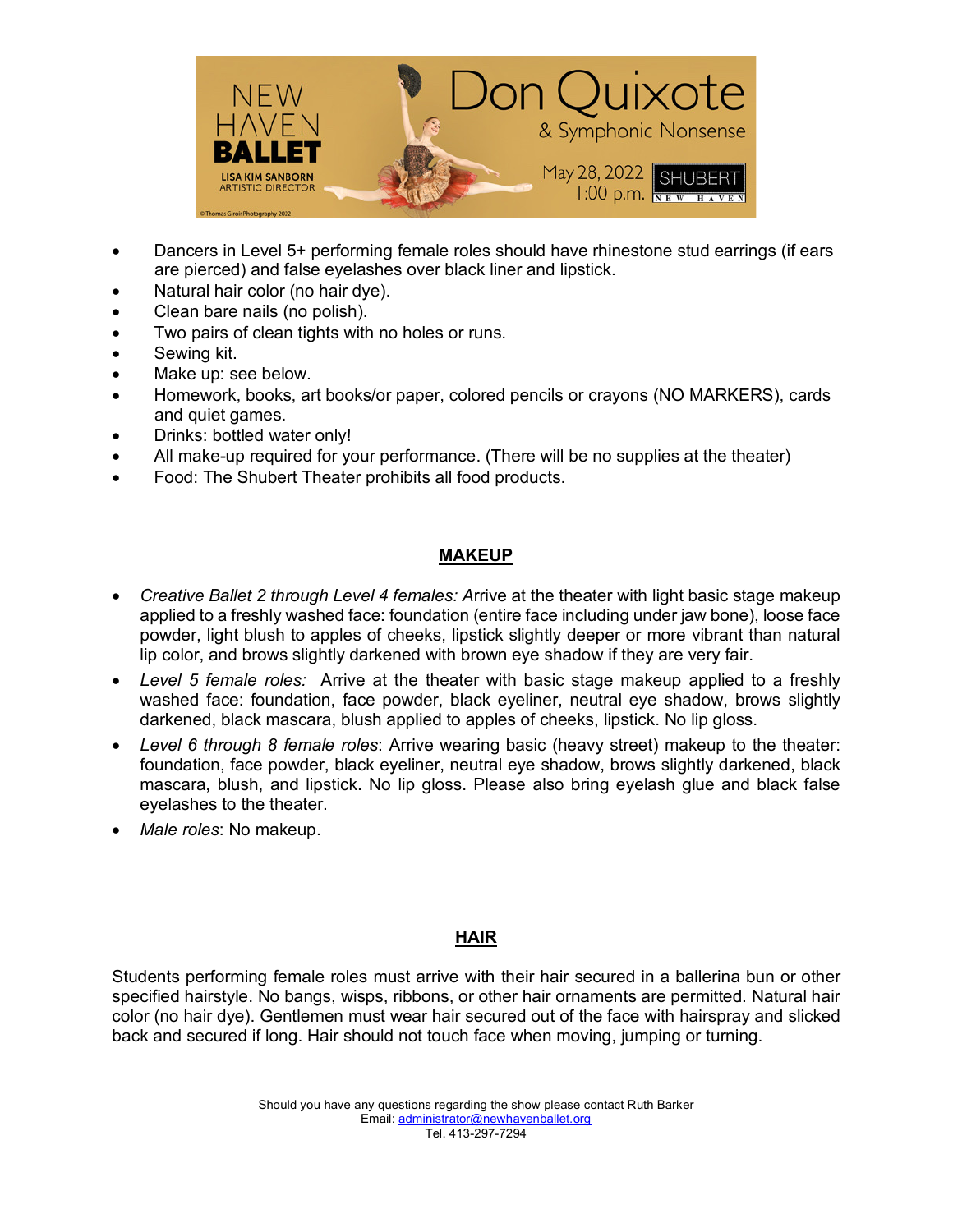- Dancers in Level 5+ performing female roles should have rhinestone stud earrings (if ears are pierced) and false eyelashes over black liner and lipstick.
- Natural hair color (no hair dye).
- Clean bare nails (no polish).
- Two pairs of clean tights with no holes or runs.
- Sewing kit.
- Make up: see below.
- Homework, books, art books/or paper, colored pencils or crayons (NO MARKERS), cards and quiet games.
- Drinks: bottled water only!
- All make-up required for your performance. (There will be no supplies at the theater)
- Food: The Shubert Theater prohibits all food products.

## MAKEUP

- *Creative Ballet 2 through Level 4 females:* Arrive at the theater with light basic stage makeup applied to a freshly washed face: foundation (entire face including under jaw bone), loose face powder, light blush to apples of cheeks, lipstick slightly deeper or more vibrant than natural lip color, and brows slightly darkened with brown eye shadow if they are very fair.
- *Level 5 female roles:* Arrive at the theater with basic stage makeup applied to a freshly washed face: foundation, face powder, black eyeliner, neutral eye shadow, brows slightly darkened, black mascara, blush applied to apples of cheeks, lipstick. No lip gloss.
- *Level 6 through 8 female roles*: Arrive wearing basic (heavy street) makeup to the theater: foundation, face powder, black eyeliner, neutral eye shadow, brows slightly darkened, black mascara, blush, and lipstick. No lip gloss. Please also bring eyelash glue and black false eyelashes to the theater.
- *Male roles*: No makeup.

## HAIR

Students performing female roles must arrive with their hair secured in a ballerina bun or other specified hairstyle. No bangs, wisps, ribbons, or other hair ornaments are permitted. Natural hair color (no hair dye). Gentlemen must wear hair secured out of the face with hairspray and slicked back and secured if long. Hair should not touch face when moving, jumping or turning.

Should you have any questions regarding the show please contact Ruth Barker
Email: administrator@newhavenballet.org
Tel. 413-297-7294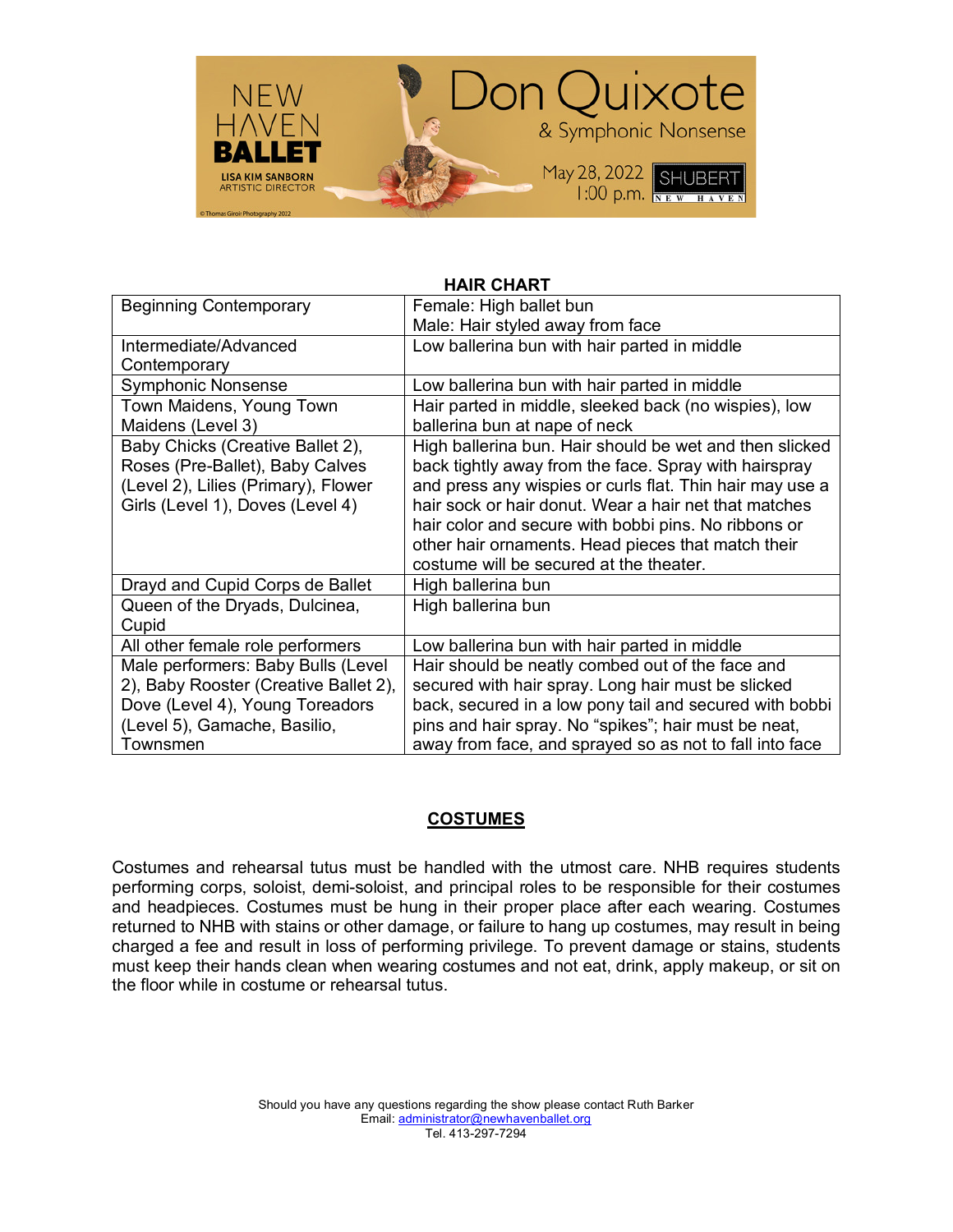**HAIR CHART**

| | |
|---|---|
| Beginning Contemporary | Female: High ballet bun<br>Male: Hair styled away from face |
| Intermediate/Advanced Contemporary | Low ballerina bun with hair parted in middle |
| Symphonic Nonsense | Low ballerina bun with hair parted in middle |
| Town Maidens, Young Town Maidens (Level 3) | Hair parted in middle, sleeked back (no wispies), low ballerina bun at nape of neck |
| Baby Chicks (Creative Ballet 2), Roses (Pre-Ballet), Baby Calves (Level 2), Lilies (Primary), Flower Girls (Level 1), Doves (Level 4) | High ballerina bun. Hair should be wet and then slicked back tightly away from the face. Spray with hairspray and press any wispies or curls flat. Thin hair may use a hair sock or hair donut. Wear a hair net that matches hair color and secure with bobbi pins. No ribbons or other hair ornaments. Head pieces that match their costume will be secured at the theater. |
| Drayd and Cupid Corps de Ballet | High ballerina bun |
| Queen of the Dryads, Dulcinea, Cupid | High ballerina bun |
| All other female role performers | Low ballerina bun with hair parted in middle |
| Male performers: Baby Bulls (Level 2), Baby Rooster (Creative Ballet 2), Dove (Level 4), Young Toreadors (Level 5), Gamache, Basilio, Townsmen | Hair should be neatly combed out of the face and secured with hair spray. Long hair must be slicked back, secured in a low pony tail and secured with bobbi pins and hair spray. No "spikes"; hair must be neat, away from face, and sprayed so as not to fall into face |

## COSTUMES

Costumes and rehearsal tutus must be handled with the utmost care. NHB requires students performing corps, soloist, demi-soloist, and principal roles to be responsible for their costumes and headpieces. Costumes must be hung in their proper place after each wearing. Costumes returned to NHB with stains or other damage, or failure to hang up costumes, may result in being charged a fee and result in loss of performing privilege. To prevent damage or stains, students must keep their hands clean when wearing costumes and not eat, drink, apply makeup, or sit on the floor while in costume or rehearsal tutus.

Should you have any questions regarding the show please contact Ruth Barker
Email: administrator@newhavenballet.org
Tel. 413-297-7294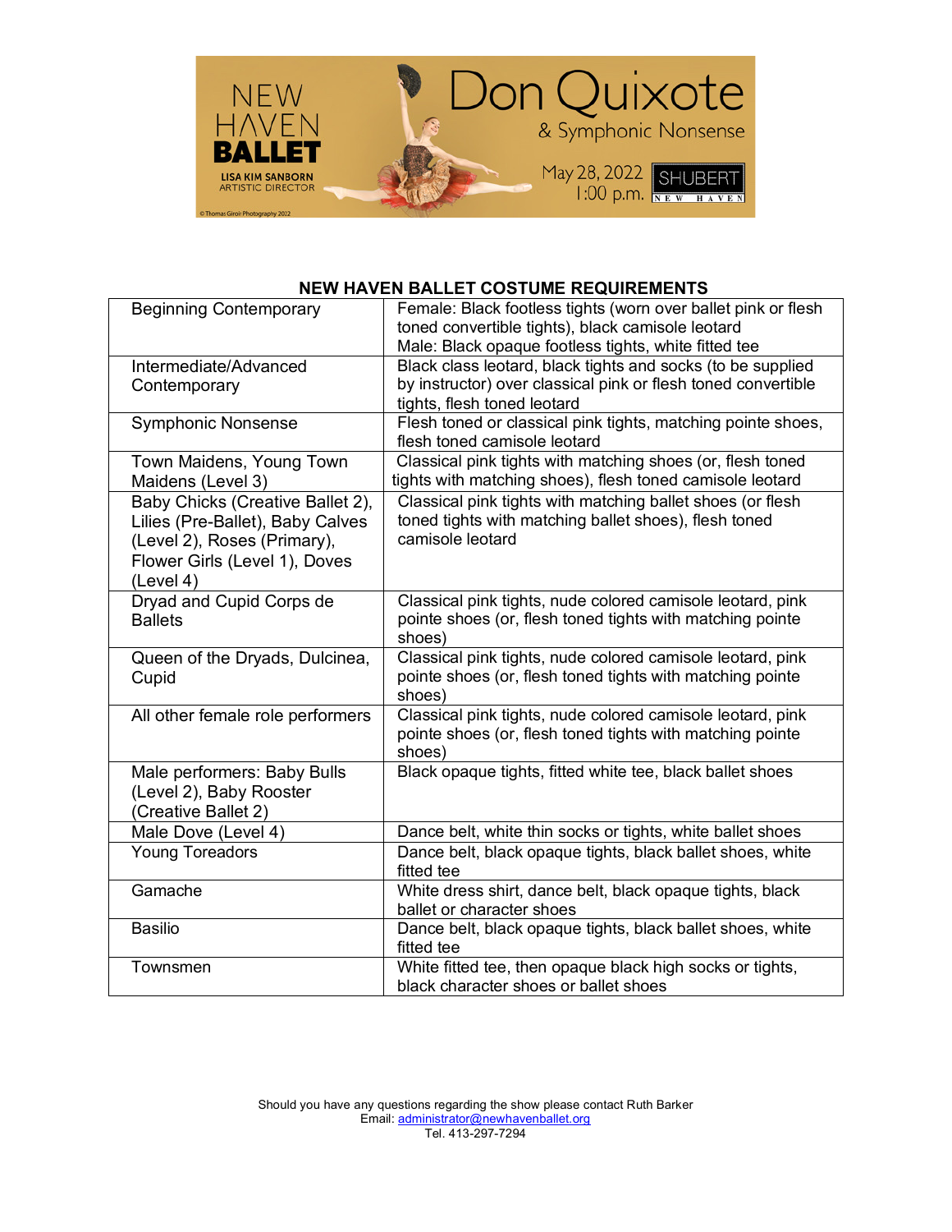NEW HAVEN BALLET
LISA KIM SANBORN
ARTISTIC DIRECTOR

Don Quixote
& Symphonic Nonsense

May 28, 2022
1:00 p.m.

SHUBERT
NEW HAVEN

© Thomas Giroir Photography 2022

## NEW HAVEN BALLET COSTUME REQUIREMENTS

| | |
|---|---|
| Beginning Contemporary | Female: Black footless tights (worn over ballet pink or flesh toned convertible tights), black camisole leotard<br>Male: Black opaque footless tights, white fitted tee |
| Intermediate/Advanced Contemporary | Black class leotard, black tights and socks (to be supplied by instructor) over classical pink or flesh toned convertible tights, flesh toned leotard |
| Symphonic Nonsense | Flesh toned or classical pink tights, matching pointe shoes, flesh toned camisole leotard |
| Town Maidens, Young Town Maidens (Level 3) | Classical pink tights with matching shoes (or, flesh toned tights with matching shoes), flesh toned camisole leotard |
| Baby Chicks (Creative Ballet 2), Lilies (Pre-Ballet), Baby Calves (Level 2), Roses (Primary), Flower Girls (Level 1), Doves (Level 4) | Classical pink tights with matching ballet shoes (or flesh toned tights with matching ballet shoes), flesh toned camisole leotard |
| Dryad and Cupid Corps de Ballets | Classical pink tights, nude colored camisole leotard, pink pointe shoes (or, flesh toned tights with matching pointe shoes) |
| Queen of the Dryads, Dulcinea, Cupid | Classical pink tights, nude colored camisole leotard, pink pointe shoes (or, flesh toned tights with matching pointe shoes) |
| All other female role performers | Classical pink tights, nude colored camisole leotard, pink pointe shoes (or, flesh toned tights with matching pointe shoes) |
| Male performers: Baby Bulls (Level 2), Baby Rooster (Creative Ballet 2) | Black opaque tights, fitted white tee, black ballet shoes |
| Male Dove (Level 4) | Dance belt, white thin socks or tights, white ballet shoes |
| Young Toreadors | Dance belt, black opaque tights, black ballet shoes, white fitted tee |
| Gamache | White dress shirt, dance belt, black opaque tights, black ballet or character shoes |
| Basilio | Dance belt, black opaque tights, black ballet shoes, white fitted tee |
| Townsmen | White fitted tee, then opaque black high socks or tights, black character shoes or ballet shoes |

Should you have any questions regarding the show please contact Ruth Barker
Email: administrator@newhavenballet.org
Tel. 413-297-7294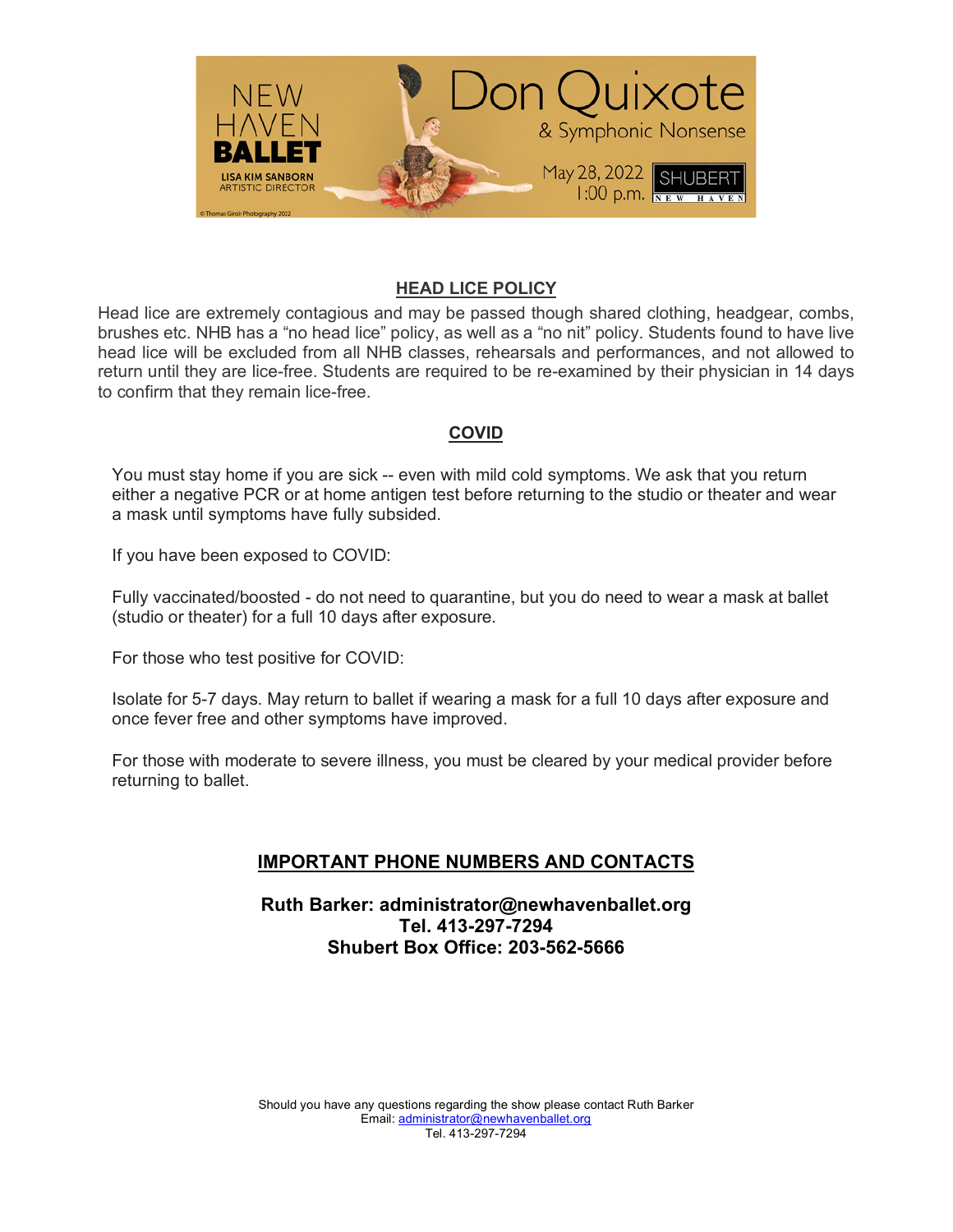## HEAD LICE POLICY

Head lice are extremely contagious and may be passed though shared clothing, headgear, combs, brushes etc. NHB has a “no head lice” policy, as well as a “no nit” policy. Students found to have live head lice will be excluded from all NHB classes, rehearsals and performances, and not allowed to return until they are lice-free. Students are required to be re-examined by their physician in 14 days to confirm that they remain lice-free.

## COVID

You must stay home if you are sick -- even with mild cold symptoms. We ask that you return either a negative PCR or at home antigen test before returning to the studio or theater and wear a mask until symptoms have fully subsided.

If you have been exposed to COVID:

Fully vaccinated/boosted - do not need to quarantine, but you do need to wear a mask at ballet (studio or theater) for a full 10 days after exposure.

For those who test positive for COVID:

Isolate for 5-7 days. May return to ballet if wearing a mask for a full 10 days after exposure and once fever free and other symptoms have improved.

For those with moderate to severe illness, you must be cleared by your medical provider before returning to ballet.

## IMPORTANT PHONE NUMBERS AND CONTACTS

**Ruth Barker: administrator@newhavenballet.org**
**Tel. 413-297-7294**
**Shubert Box Office: 203-562-5666**